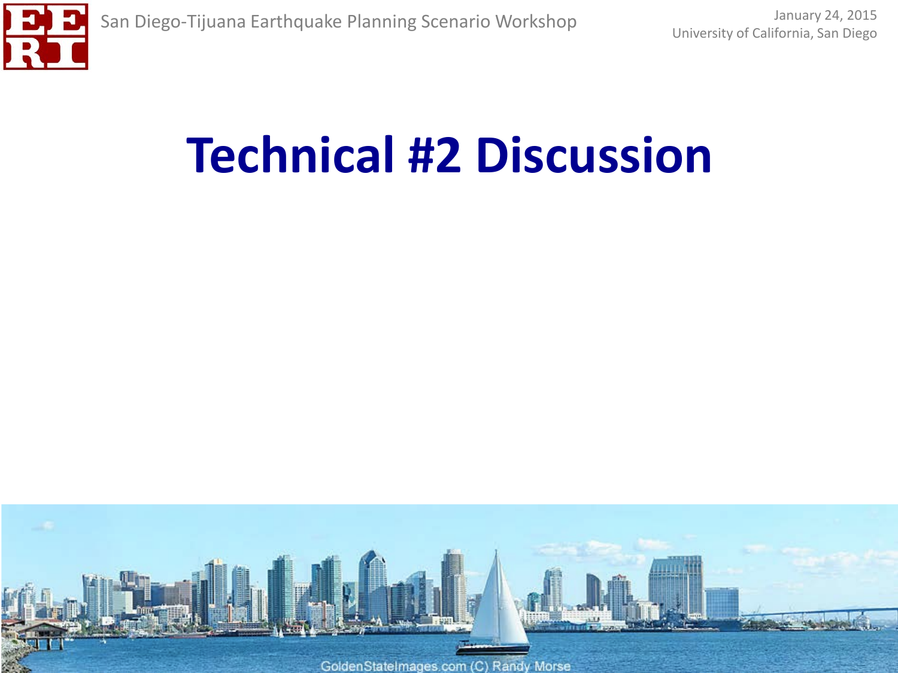# Technical #2 Discussion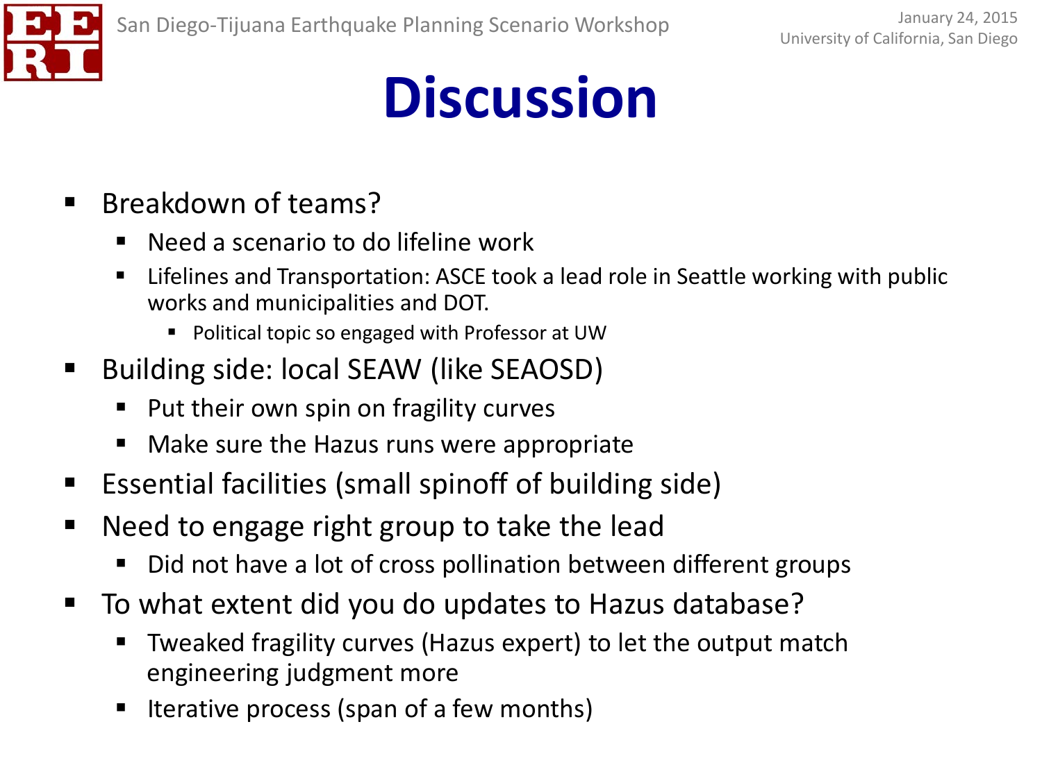# Discussion

- Breakdown of teams?
  - Need a scenario to do lifeline work
  - Lifelines and Transportation: ASCE took a lead role in Seattle working with public works and municipalities and DOT.
    - Political topic so engaged with Professor at UW
- Building side: local SEAW (like SEAOSD)
  - Put their own spin on fragility curves
  - Make sure the Hazus runs were appropriate
- Essential facilities (small spinoff of building side)
- Need to engage right group to take the lead
  - Did not have a lot of cross pollination between different groups
- To what extent did you do updates to Hazus database?
  - Tweaked fragility curves (Hazus expert) to let the output match engineering judgment more
  - Iterative process (span of a few months)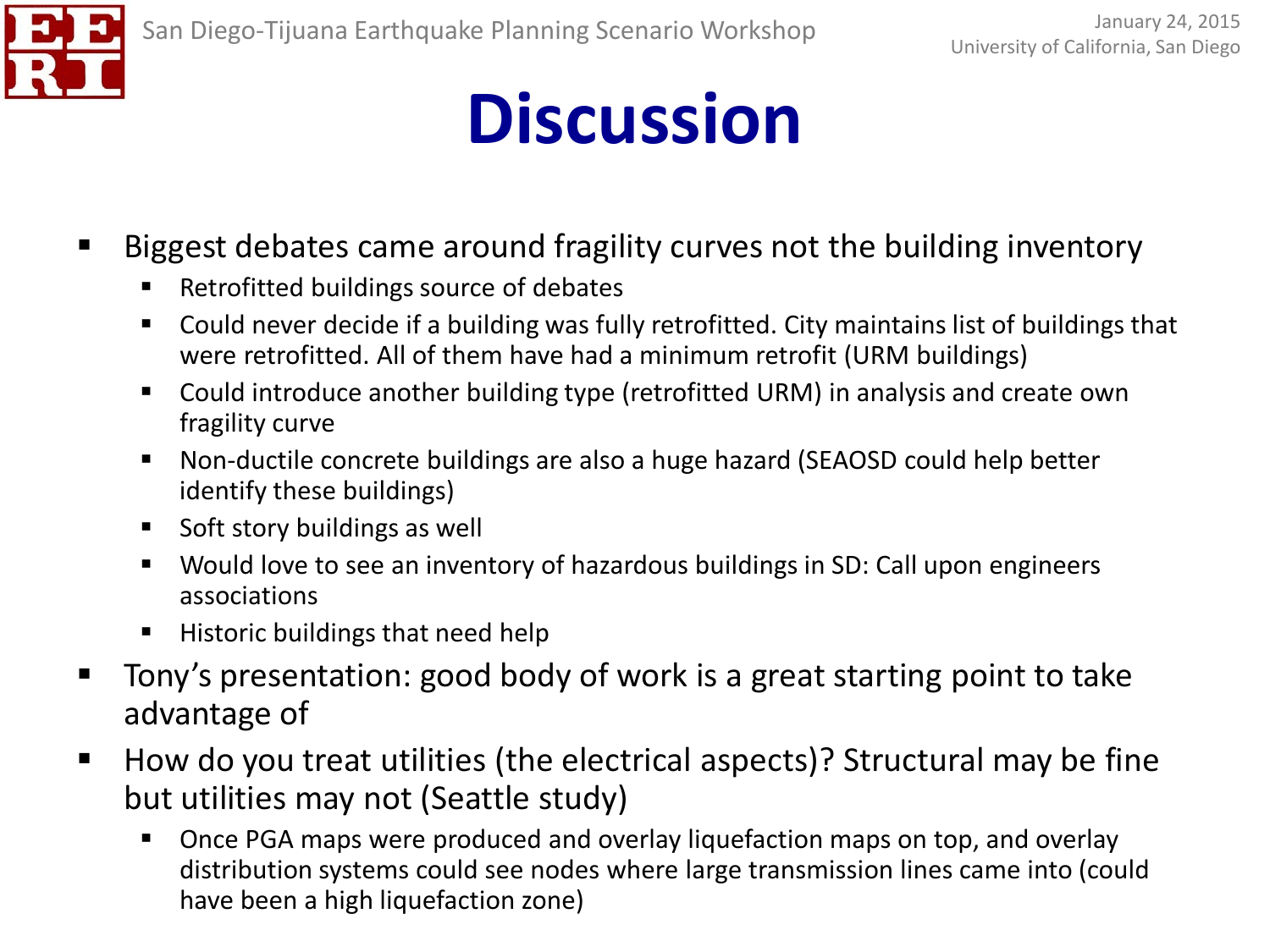# Discussion

- Biggest debates came around fragility curves not the building inventory
  - Retrofitted buildings source of debates
  - Could never decide if a building was fully retrofitted. City maintains list of buildings that were retrofitted. All of them have had a minimum retrofit (URM buildings)
  - Could introduce another building type (retrofitted URM) in analysis and create own fragility curve
  - Non-ductile concrete buildings are also a huge hazard (SEAOSD could help better identify these buildings)
  - Soft story buildings as well
  - Would love to see an inventory of hazardous buildings in SD: Call upon engineers associations
  - Historic buildings that need help
- Tony's presentation: good body of work is a great starting point to take advantage of
- How do you treat utilities (the electrical aspects)? Structural may be fine but utilities may not (Seattle study)
  - Once PGA maps were produced and overlay liquefaction maps on top, and overlay distribution systems could see nodes where large transmission lines came into (could have been a high liquefaction zone)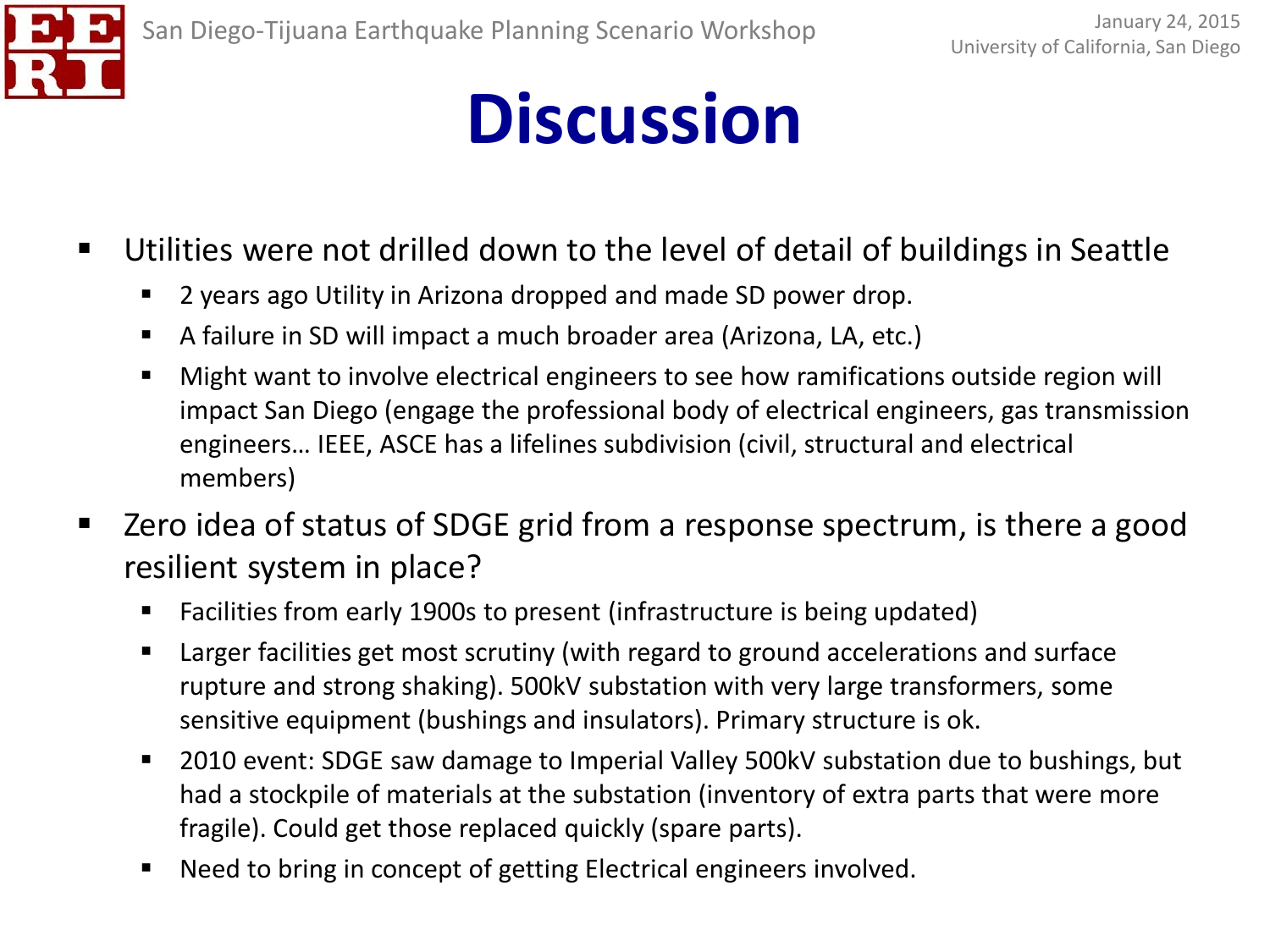# Discussion

- Utilities were not drilled down to the level of detail of buildings in Seattle
  - 2 years ago Utility in Arizona dropped and made SD power drop.
  - A failure in SD will impact a much broader area (Arizona, LA, etc.)
  - Might want to involve electrical engineers to see how ramifications outside region will impact San Diego (engage the professional body of electrical engineers, gas transmission engineers… IEEE, ASCE has a lifelines subdivision (civil, structural and electrical members)
- Zero idea of status of SDGE grid from a response spectrum, is there a good resilient system in place?
  - Facilities from early 1900s to present (infrastructure is being updated)
  - Larger facilities get most scrutiny (with regard to ground accelerations and surface rupture and strong shaking). 500kV substation with very large transformers, some sensitive equipment (bushings and insulators). Primary structure is ok.
  - 2010 event: SDGE saw damage to Imperial Valley 500kV substation due to bushings, but had a stockpile of materials at the substation (inventory of extra parts that were more fragile). Could get those replaced quickly (spare parts).
  - Need to bring in concept of getting Electrical engineers involved.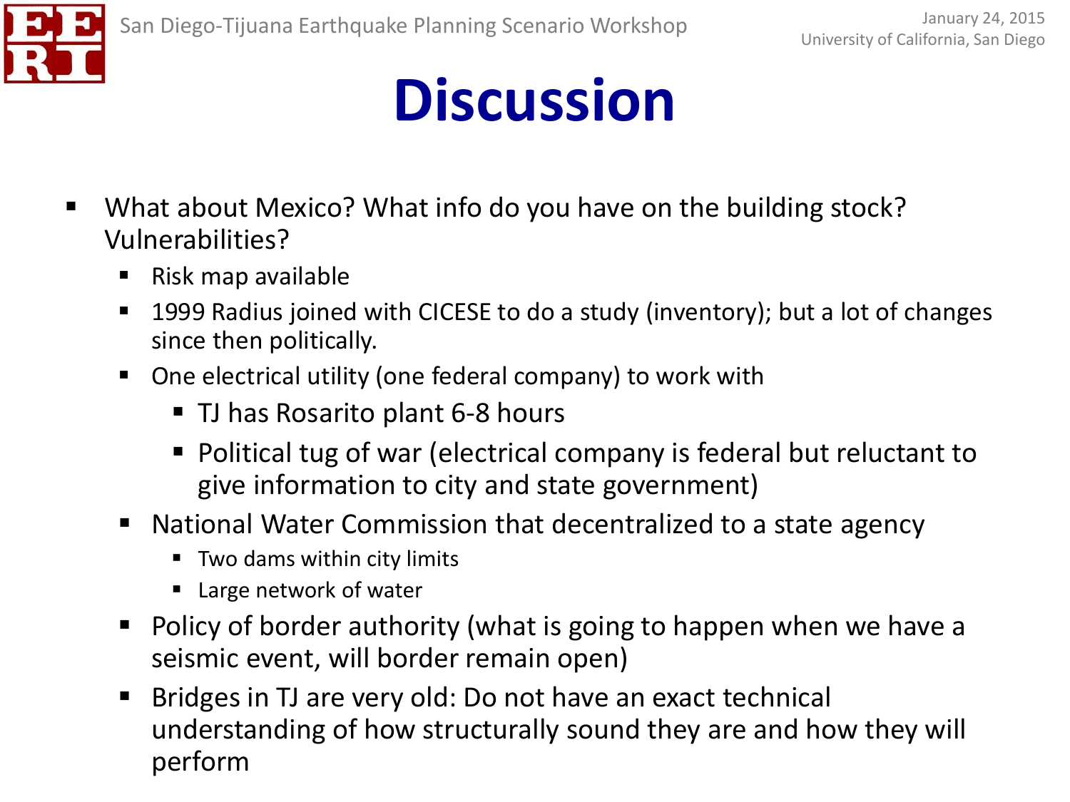# Discussion

- What about Mexico? What info do you have on the building stock? Vulnerabilities?
  - Risk map available
  - 1999 Radius joined with CICESE to do a study (inventory); but a lot of changes since then politically.
  - One electrical utility (one federal company) to work with
    - TJ has Rosarito plant 6-8 hours
    - Political tug of war (electrical company is federal but reluctant to give information to city and state government)
  - National Water Commission that decentralized to a state agency
    - Two dams within city limits
    - Large network of water
  - Policy of border authority (what is going to happen when we have a seismic event, will border remain open)
  - Bridges in TJ are very old: Do not have an exact technical understanding of how structurally sound they are and how they will perform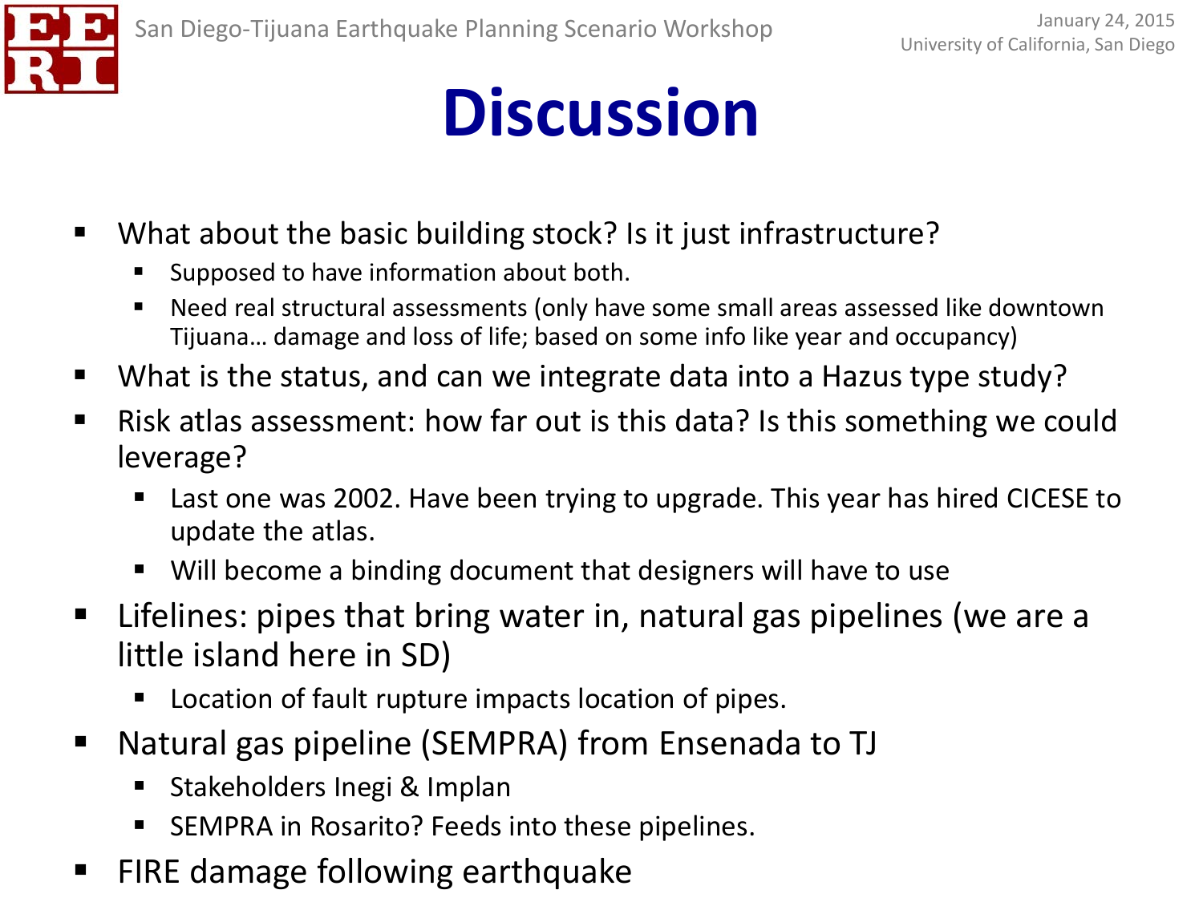# Discussion

- What about the basic building stock? Is it just infrastructure?
  - Supposed to have information about both.
  - Need real structural assessments (only have some small areas assessed like downtown Tijuana… damage and loss of life; based on some info like year and occupancy)
- What is the status, and can we integrate data into a Hazus type study?
- Risk atlas assessment: how far out is this data? Is this something we could leverage?
  - Last one was 2002. Have been trying to upgrade. This year has hired CICESE to update the atlas.
  - Will become a binding document that designers will have to use
- Lifelines: pipes that bring water in, natural gas pipelines (we are a little island here in SD)
  - Location of fault rupture impacts location of pipes.
- Natural gas pipeline (SEMPRA) from Ensenada to TJ
  - Stakeholders Inegi & Implan
  - SEMPRA in Rosarito? Feeds into these pipelines.
- FIRE damage following earthquake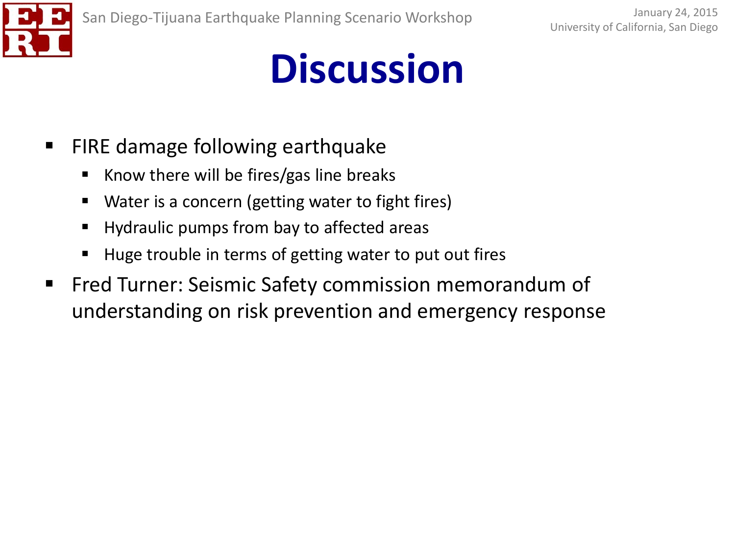# Discussion

- FIRE damage following earthquake
  - Know there will be fires/gas line breaks
  - Water is a concern (getting water to fight fires)
  - Hydraulic pumps from bay to affected areas
  - Huge trouble in terms of getting water to put out fires
- Fred Turner: Seismic Safety commission memorandum of understanding on risk prevention and emergency response